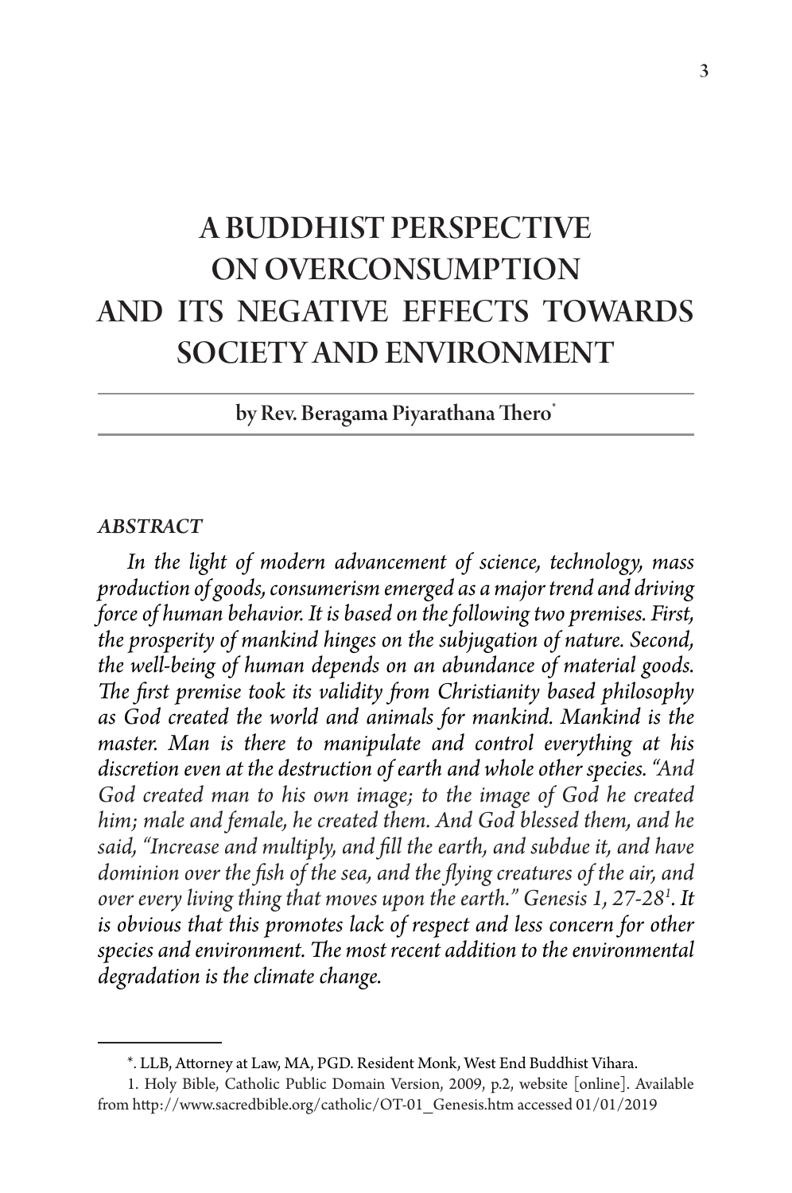# A BUDDHIST PERSPECTIVE ON OVERCONSUMPTION AND ITS NEGATIVE EFFECTS TOWARDS SOCIETY AND ENVIRONMENT

by Rev. Beragama Piyarathana Thero*

***ABSTRACT***

*In the light of modern advancement of science, technology, mass production of goods, consumerism emerged as a major trend and driving force of human behavior. It is based on the following two premises. First, the prosperity of mankind hinges on the subjugation of nature. Second, the well-being of human depends on an abundance of material goods. The first premise took its validity from Christianity based philosophy as God created the world and animals for mankind. Mankind is the master. Man is there to manipulate and control everything at his discretion even at the destruction of earth and whole other species. "And God created man to his own image; to the image of God he created him; male and female, he created them. And God blessed them, and he said, "Increase and multiply, and fill the earth, and subdue it, and have dominion over the fish of the sea, and the flying creatures of the air, and over every living thing that moves upon the earth." Genesis 1, 27-28[1]. It is obvious that this promotes lack of respect and less concern for other species and environment. The most recent addition to the environmental degradation is the climate change.*

---

*. LLB, Attorney at Law, MA, PGD. Resident Monk, West End Buddhist Vihara.

1. Holy Bible, Catholic Public Domain Version, 2009, p.2, website [online]. Available from http://www.sacredbible.org/catholic/OT-01_Genesis.htm accessed 01/01/2019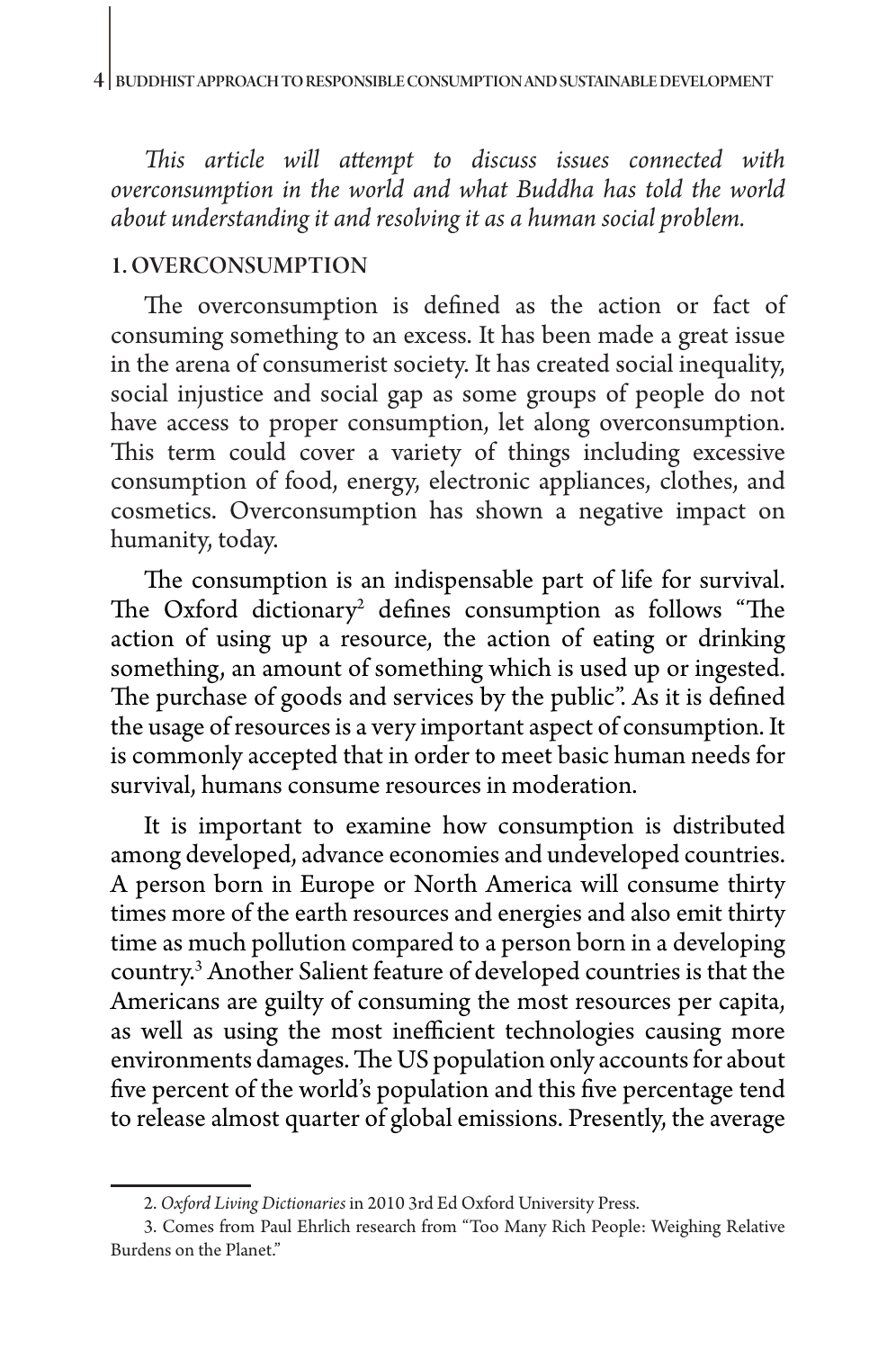*This article will attempt to discuss issues connected with overconsumption in the world and what Buddha has told the world about understanding it and resolving it as a human social problem.*

## 1. OVERCONSUMPTION

The overconsumption is defined as the action or fact of consuming something to an excess. It has been made a great issue in the arena of consumerist society. It has created social inequality, social injustice and social gap as some groups of people do not have access to proper consumption, let along overconsumption. This term could cover a variety of things including excessive consumption of food, energy, electronic appliances, clothes, and cosmetics. Overconsumption has shown a negative impact on humanity, today.

The consumption is an indispensable part of life for survival. The Oxford dictionary[2] defines consumption as follows "The action of using up a resource, the action of eating or drinking something, an amount of something which is used up or ingested. The purchase of goods and services by the public". As it is defined the usage of resources is a very important aspect of consumption. It is commonly accepted that in order to meet basic human needs for survival, humans consume resources in moderation.

It is important to examine how consumption is distributed among developed, advance economies and undeveloped countries. A person born in Europe or North America will consume thirty times more of the earth resources and energies and also emit thirty time as much pollution compared to a person born in a developing country.[3] Another Salient feature of developed countries is that the Americans are guilty of consuming the most resources per capita, as well as using the most inefficient technologies causing more environments damages. The US population only accounts for about five percent of the world's population and this five percentage tend to release almost quarter of global emissions. Presently, the average

---

2. *Oxford Living Dictionaries* in 2010 3rd Ed Oxford University Press.

3. Comes from Paul Ehrlich research from "Too Many Rich People: Weighing Relative Burdens on the Planet."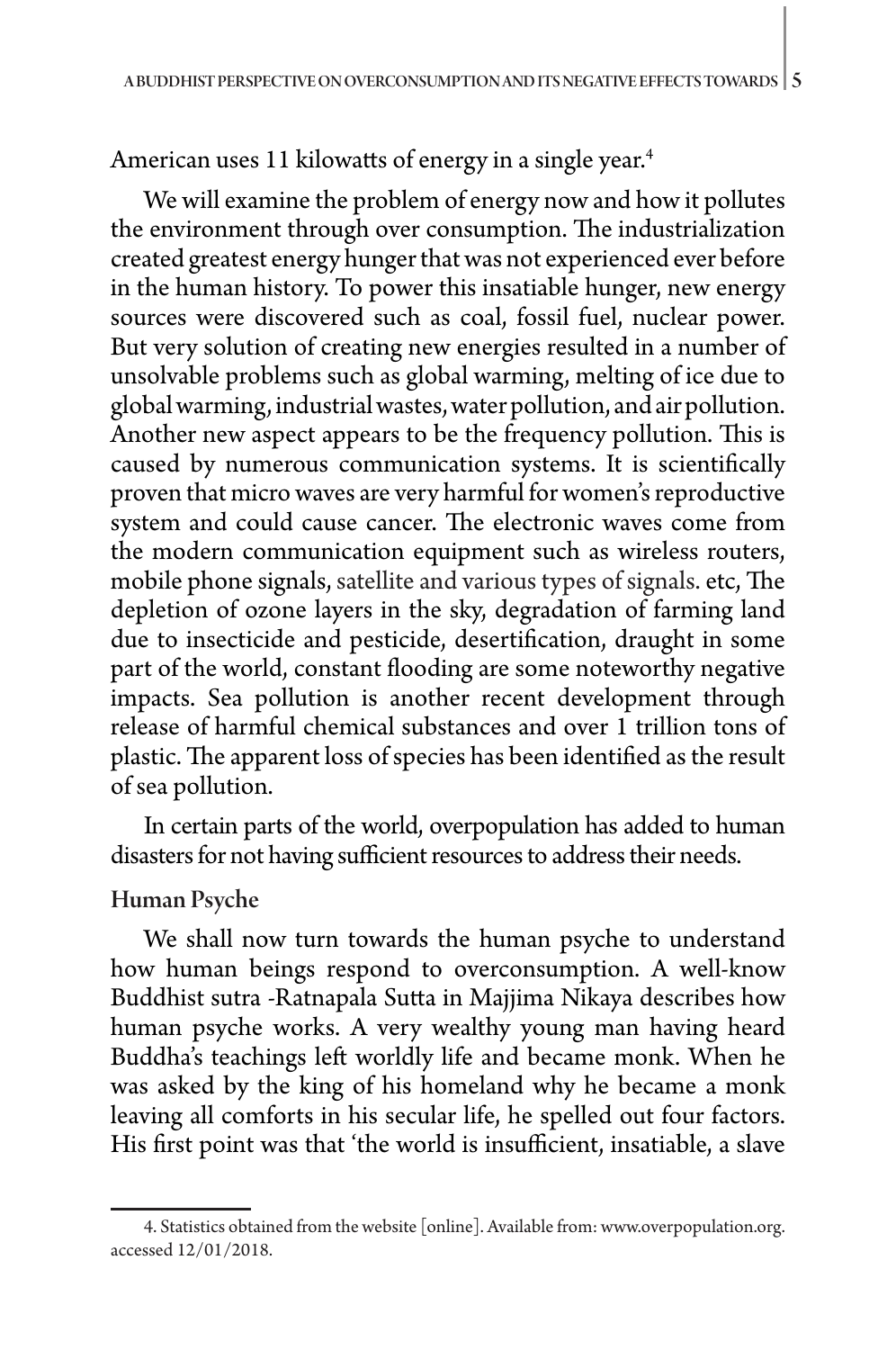American uses 11 kilowatts of energy in a single year.[4]

We will examine the problem of energy now and how it pollutes the environment through over consumption. The industrialization created greatest energy hunger that was not experienced ever before in the human history. To power this insatiable hunger, new energy sources were discovered such as coal, fossil fuel, nuclear power. But very solution of creating new energies resulted in a number of unsolvable problems such as global warming, melting of ice due to global warming, industrial wastes, water pollution, and air pollution. Another new aspect appears to be the frequency pollution. This is caused by numerous communication systems. It is scientifically proven that micro waves are very harmful for women's reproductive system and could cause cancer. The electronic waves come from the modern communication equipment such as wireless routers, mobile phone signals, satellite and various types of signals. etc, The depletion of ozone layers in the sky, degradation of farming land due to insecticide and pesticide, desertification, draught in some part of the world, constant flooding are some noteworthy negative impacts. Sea pollution is another recent development through release of harmful chemical substances and over 1 trillion tons of plastic. The apparent loss of species has been identified as the result of sea pollution.

In certain parts of the world, overpopulation has added to human disasters for not having sufficient resources to address their needs.

### Human Psyche

We shall now turn towards the human psyche to understand how human beings respond to overconsumption. A well-know Buddhist sutra -Ratnapala Sutta in Majjima Nikaya describes how human psyche works. A very wealthy young man having heard Buddha's teachings left worldly life and became monk. When he was asked by the king of his homeland why he became a monk leaving all comforts in his secular life, he spelled out four factors. His first point was that 'the world is insufficient, insatiable, a slave

4. Statistics obtained from the website [online]. Available from: www.overpopulation.org. accessed 12/01/2018.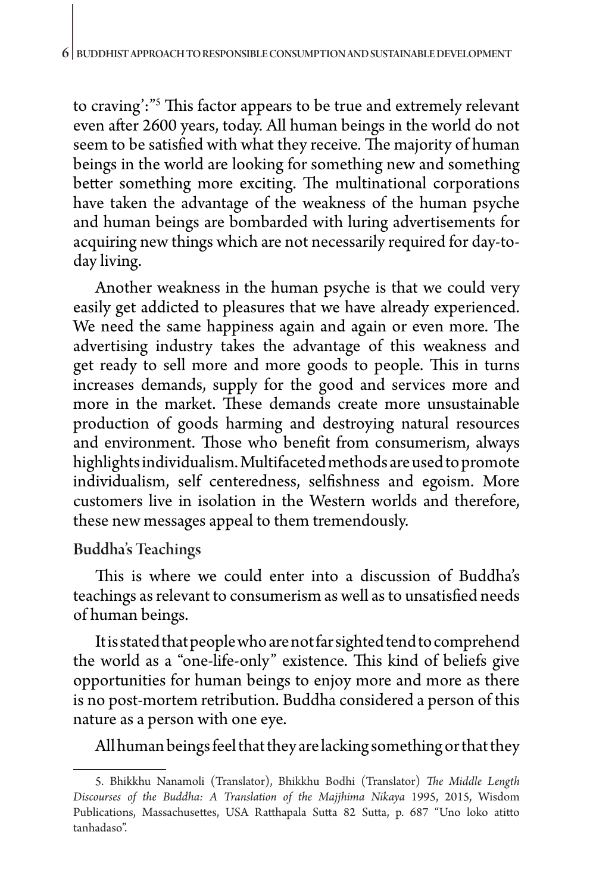to craving':"[5] This factor appears to be true and extremely relevant even after 2600 years, today. All human beings in the world do not seem to be satisfied with what they receive. The majority of human beings in the world are looking for something new and something better something more exciting. The multinational corporations have taken the advantage of the weakness of the human psyche and human beings are bombarded with luring advertisements for acquiring new things which are not necessarily required for day-to-day living.

Another weakness in the human psyche is that we could very easily get addicted to pleasures that we have already experienced. We need the same happiness again and again or even more. The advertising industry takes the advantage of this weakness and get ready to sell more and more goods to people. This in turns increases demands, supply for the good and services more and more in the market. These demands create more unsustainable production of goods harming and destroying natural resources and environment. Those who benefit from consumerism, always highlights individualism. Multifaceted methods are used to promote individualism, self centeredness, selfishness and egoism. More customers live in isolation in the Western worlds and therefore, these new messages appeal to them tremendously.

### Buddha's Teachings

This is where we could enter into a discussion of Buddha's teachings as relevant to consumerism as well as to unsatisfied needs of human beings.

It is stated that people who are not far sighted tend to comprehend the world as a "one-life-only" existence. This kind of beliefs give opportunities for human beings to enjoy more and more as there is no post-mortem retribution. Buddha considered a person of this nature as a person with one eye.

All human beings feel that they are lacking something or that they

---

5. Bhikkhu Nanamoli (Translator), Bhikkhu Bodhi (Translator) *The Middle Length Discourses of the Buddha: A Translation of the Majjhima Nikaya* 1995, 2015, Wisdom Publications, Massachusettes, USA Ratthapala Sutta 82 Sutta, p. 687 "Uno loko atitto tanhadaso".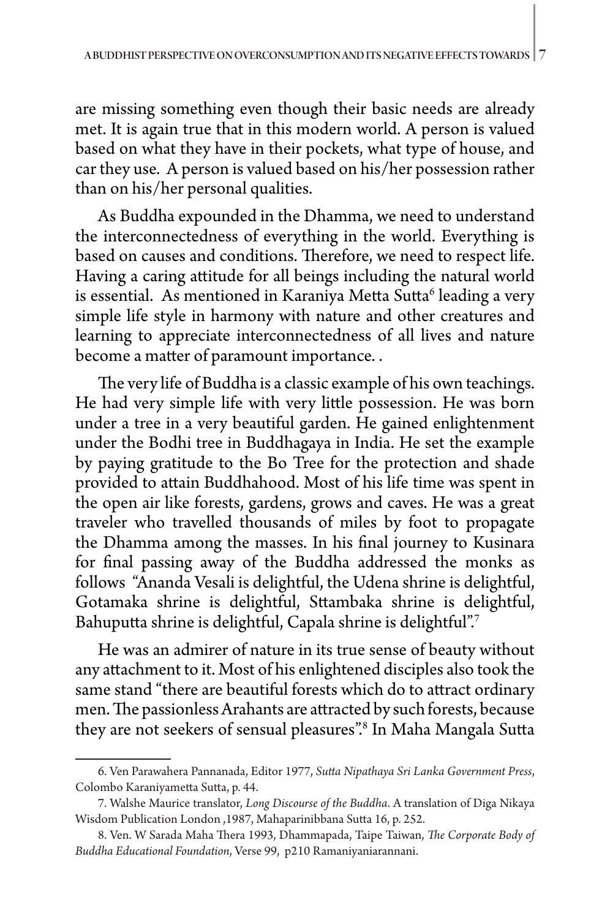are missing something even though their basic needs are already met. It is again true that in this modern world. A person is valued based on what they have in their pockets, what type of house, and car they use. A person is valued based on his/her possession rather than on his/her personal qualities.

As Buddha expounded in the Dhamma, we need to understand the interconnectedness of everything in the world. Everything is based on causes and conditions. Therefore, we need to respect life. Having a caring attitude for all beings including the natural world is essential. As mentioned in Karaniya Metta Sutta[6] leading a very simple life style in harmony with nature and other creatures and learning to appreciate interconnectedness of all lives and nature become a matter of paramount importance. .

The very life of Buddha is a classic example of his own teachings. He had very simple life with very little possession. He was born under a tree in a very beautiful garden. He gained enlightenment under the Bodhi tree in Buddhagaya in India. He set the example by paying gratitude to the Bo Tree for the protection and shade provided to attain Buddhahood. Most of his life time was spent in the open air like forests, gardens, grows and caves. He was a great traveler who travelled thousands of miles by foot to propagate the Dhamma among the masses. In his final journey to Kusinara for final passing away of the Buddha addressed the monks as follows "Ananda Vesali is delightful, the Udena shrine is delightful, Gotamaka shrine is delightful, Sttambaka shrine is delightful, Bahuputta shrine is delightful, Capala shrine is delightful".[7]

He was an admirer of nature in its true sense of beauty without any attachment to it. Most of his enlightened disciples also took the same stand "there are beautiful forests which do to attract ordinary men. The passionless Arahants are attracted by such forests, because they are not seekers of sensual pleasures".[8] In Maha Mangala Sutta

---

6. Ven Parawahera Pannanada, Editor 1977, *Sutta Nipathaya Sri Lanka Government Press*, Colombo Karaniyametta Sutta, p. 44.

7. Walshe Maurice translator, *Long Discourse of the Buddha*. A translation of Diga Nikaya Wisdom Publication London ,1987, Mahaparinibbana Sutta 16, p. 252.

8. Ven. W Sarada Maha Thera 1993, Dhammapada, Taipe Taiwan, *The Corporate Body of Buddha Educational Foundation*, Verse 99, p210 Ramaniyaniarannani.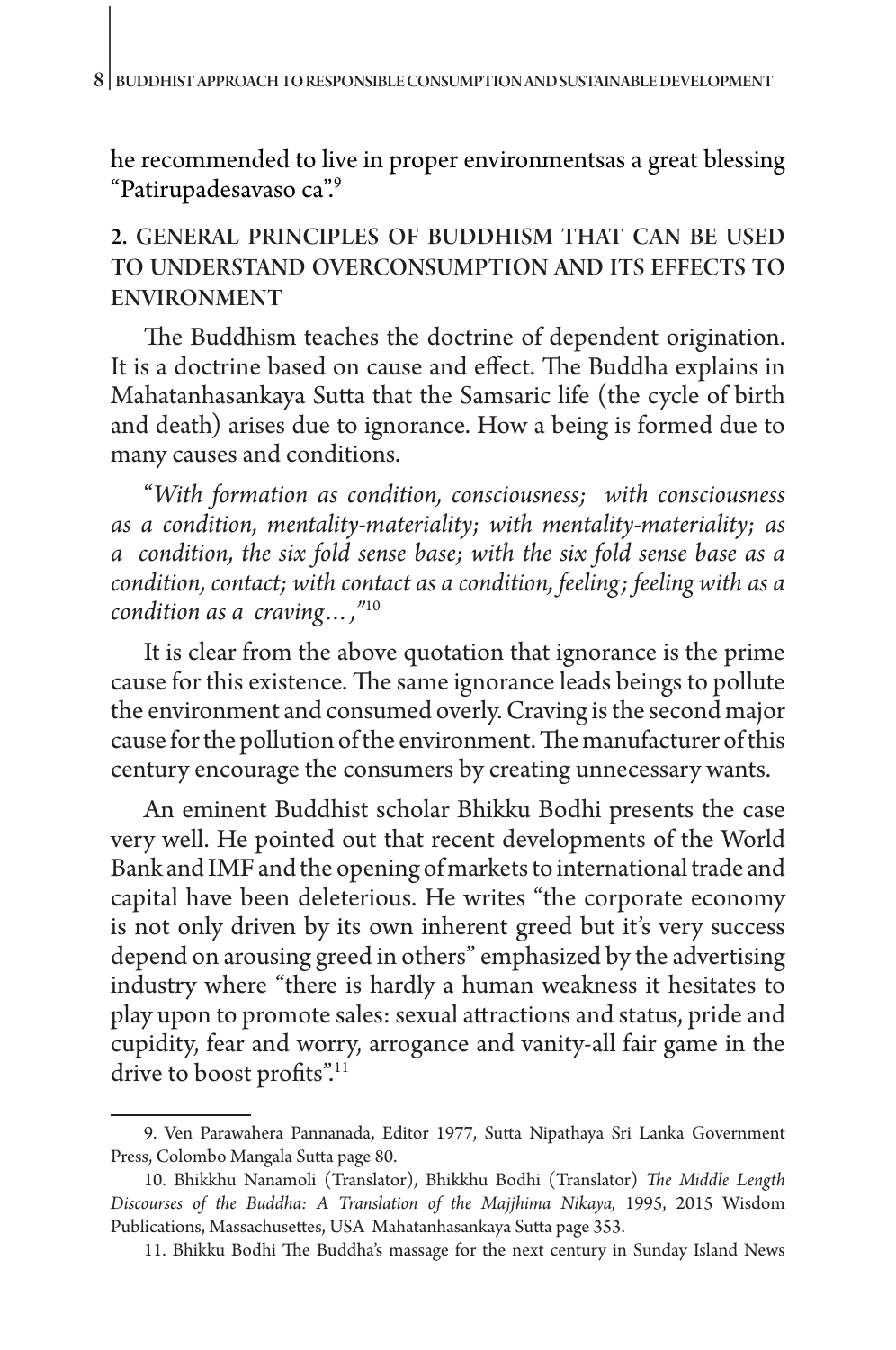he recommended to live in proper environmentsas a great blessing "Patirupadesavaso ca".[9]

## 2. GENERAL PRINCIPLES OF BUDDHISM THAT CAN BE USED TO UNDERSTAND OVERCONSUMPTION AND ITS EFFECTS TO ENVIRONMENT

The Buddhism teaches the doctrine of dependent origination. It is a doctrine based on cause and effect. The Buddha explains in Mahatanhasankaya Sutta that the Samsaric life (the cycle of birth and death) arises due to ignorance. How a being is formed due to many causes and conditions.

"*With formation as condition, consciousness; with consciousness as a condition, mentality-materiality; with mentality-materiality; as a condition, the six fold sense base; with the six fold sense base as a condition, contact; with contact as a condition, feeling; feeling with as a condition as a craving…,*"[10]

It is clear from the above quotation that ignorance is the prime cause for this existence. The same ignorance leads beings to pollute the environment and consumed overly. Craving is the second major cause for the pollution of the environment. The manufacturer of this century encourage the consumers by creating unnecessary wants.

An eminent Buddhist scholar Bhikku Bodhi presents the case very well. He pointed out that recent developments of the World Bank and IMF and the opening of markets to international trade and capital have been deleterious. He writes "the corporate economy is not only driven by its own inherent greed but it's very success depend on arousing greed in others" emphasized by the advertising industry where "there is hardly a human weakness it hesitates to play upon to promote sales: sexual attractions and status, pride and cupidity, fear and worry, arrogance and vanity-all fair game in the drive to boost profits".[11]

---

9. Ven Parawahera Pannanada, Editor 1977, Sutta Nipathaya Sri Lanka Government Press, Colombo Mangala Sutta page 80.

10. Bhikkhu Nanamoli (Translator), Bhikkhu Bodhi (Translator) *The Middle Length Discourses of the Buddha: A Translation of the Majjhima Nikaya,* 1995, 2015 Wisdom Publications, Massachusettes, USA Mahatanhasankaya Sutta page 353.

11. Bhikku Bodhi The Buddha's massage for the next century in Sunday Island News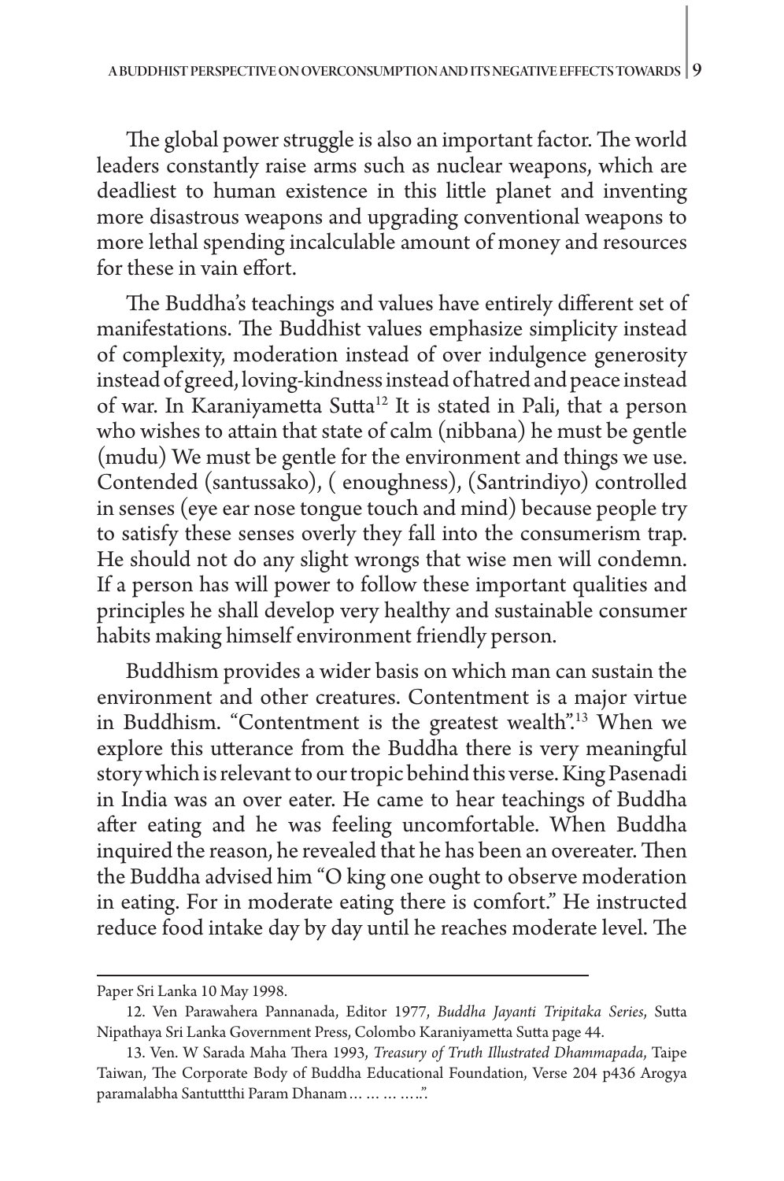The global power struggle is also an important factor. The world leaders constantly raise arms such as nuclear weapons, which are deadliest to human existence in this little planet and inventing more disastrous weapons and upgrading conventional weapons to more lethal spending incalculable amount of money and resources for these in vain effort.

The Buddha's teachings and values have entirely different set of manifestations. The Buddhist values emphasize simplicity instead of complexity, moderation instead of over indulgence generosity instead of greed, loving-kindness instead of hatred and peace instead of war. In Karaniyametta Sutta[12] It is stated in Pali, that a person who wishes to attain that state of calm (nibbana) he must be gentle (mudu) We must be gentle for the environment and things we use. Contended (santussako), ( enoughness), (Santrindiyo) controlled in senses (eye ear nose tongue touch and mind) because people try to satisfy these senses overly they fall into the consumerism trap. He should not do any slight wrongs that wise men will condemn. If a person has will power to follow these important qualities and principles he shall develop very healthy and sustainable consumer habits making himself environment friendly person.

Buddhism provides a wider basis on which man can sustain the environment and other creatures. Contentment is a major virtue in Buddhism. "Contentment is the greatest wealth".[13] When we explore this utterance from the Buddha there is very meaningful story which is relevant to our tropic behind this verse. King Pasenadi in India was an over eater. He came to hear teachings of Buddha after eating and he was feeling uncomfortable. When Buddha inquired the reason, he revealed that he has been an overeater. Then the Buddha advised him "O king one ought to observe moderation in eating. For in moderate eating there is comfort." He instructed reduce food intake day by day until he reaches moderate level. The

---

Paper Sri Lanka 10 May 1998.

12. Ven Parawahera Pannanada, Editor 1977, *Buddha Jayanti Tripitaka Series*, Sutta Nipathaya Sri Lanka Government Press, Colombo Karaniyametta Sutta page 44.

13. Ven. W Sarada Maha Thera 1993, *Treasury of Truth Illustrated Dhammapada*, Taipe Taiwan, The Corporate Body of Buddha Educational Foundation, Verse 204 p436 Arogya paramalabha Santuttthi Param Dhanam… … … …..".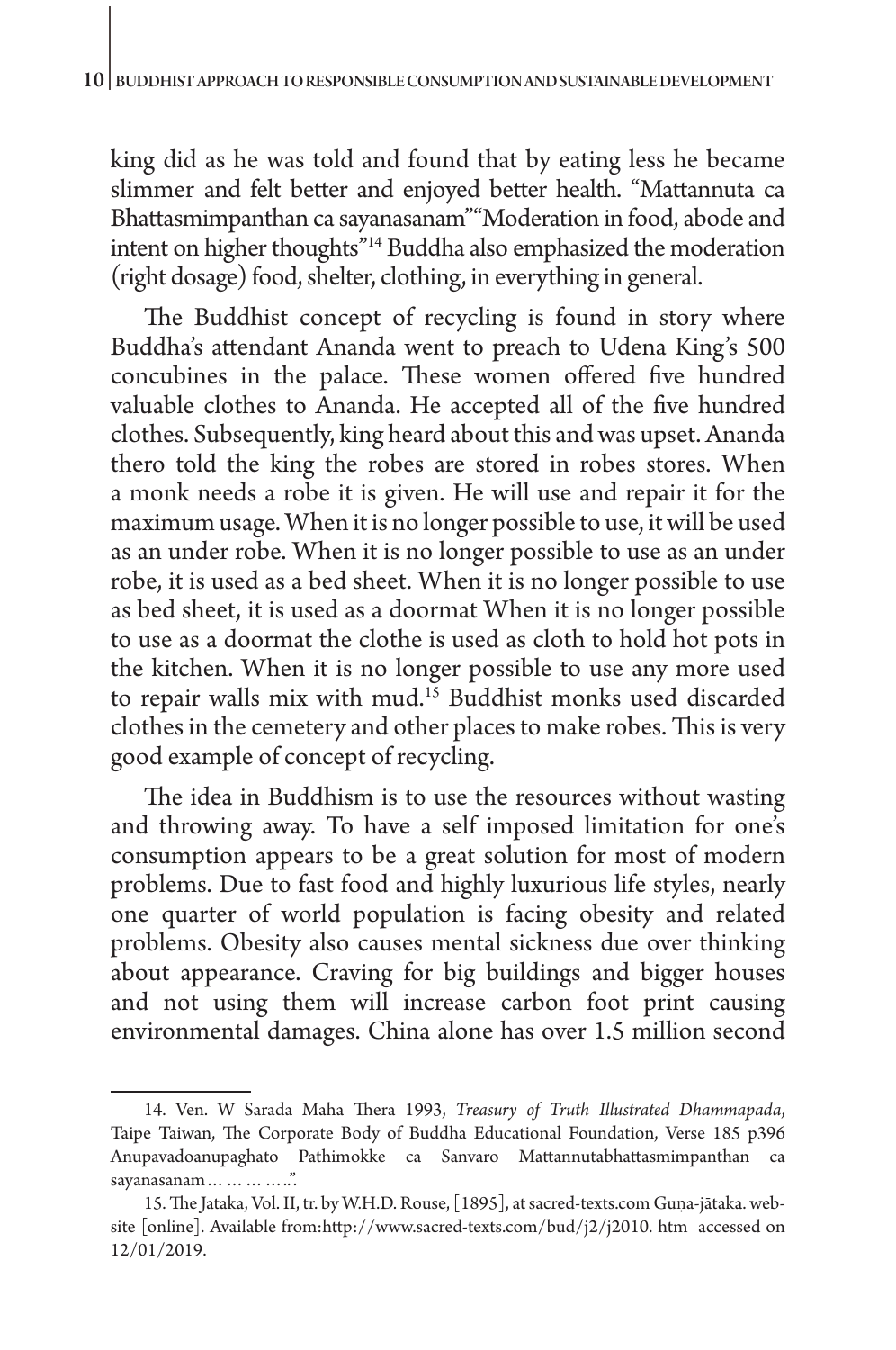king did as he was told and found that by eating less he became slimmer and felt better and enjoyed better health. "Mattannuta ca Bhattasmimpanthan ca sayanasanam""Moderation in food, abode and intent on higher thoughts"[14] Buddha also emphasized the moderation (right dosage) food, shelter, clothing, in everything in general.

The Buddhist concept of recycling is found in story where Buddha's attendant Ananda went to preach to Udena King's 500 concubines in the palace. These women offered five hundred valuable clothes to Ananda. He accepted all of the five hundred clothes. Subsequently, king heard about this and was upset. Ananda thero told the king the robes are stored in robes stores. When a monk needs a robe it is given. He will use and repair it for the maximum usage. When it is no longer possible to use, it will be used as an under robe. When it is no longer possible to use as an under robe, it is used as a bed sheet. When it is no longer possible to use as bed sheet, it is used as a doormat When it is no longer possible to use as a doormat the clothe is used as cloth to hold hot pots in the kitchen. When it is no longer possible to use any more used to repair walls mix with mud.[15] Buddhist monks used discarded clothes in the cemetery and other places to make robes. This is very good example of concept of recycling.

The idea in Buddhism is to use the resources without wasting and throwing away. To have a self imposed limitation for one's consumption appears to be a great solution for most of modern problems. Due to fast food and highly luxurious life styles, nearly one quarter of world population is facing obesity and related problems. Obesity also causes mental sickness due over thinking about appearance. Craving for big buildings and bigger houses and not using them will increase carbon foot print causing environmental damages. China alone has over 1.5 million second

---

14. Ven. W Sarada Maha Thera 1993, *Treasury of Truth Illustrated Dhammapada*, Taipe Taiwan, The Corporate Body of Buddha Educational Foundation, Verse 185 p396 Anupavadoanupaghato Pathimokke ca Sanvaro Mattannutabhattasmimpanthan ca sayanasanam… … … …..".

15. The Jataka, Vol. II, tr. by W.H.D. Rouse, [1895], at sacred-texts.com Guṇa-jātaka. website [online]. Available from:http://www.sacred-texts.com/bud/j2/j2010. htm accessed on 12/01/2019.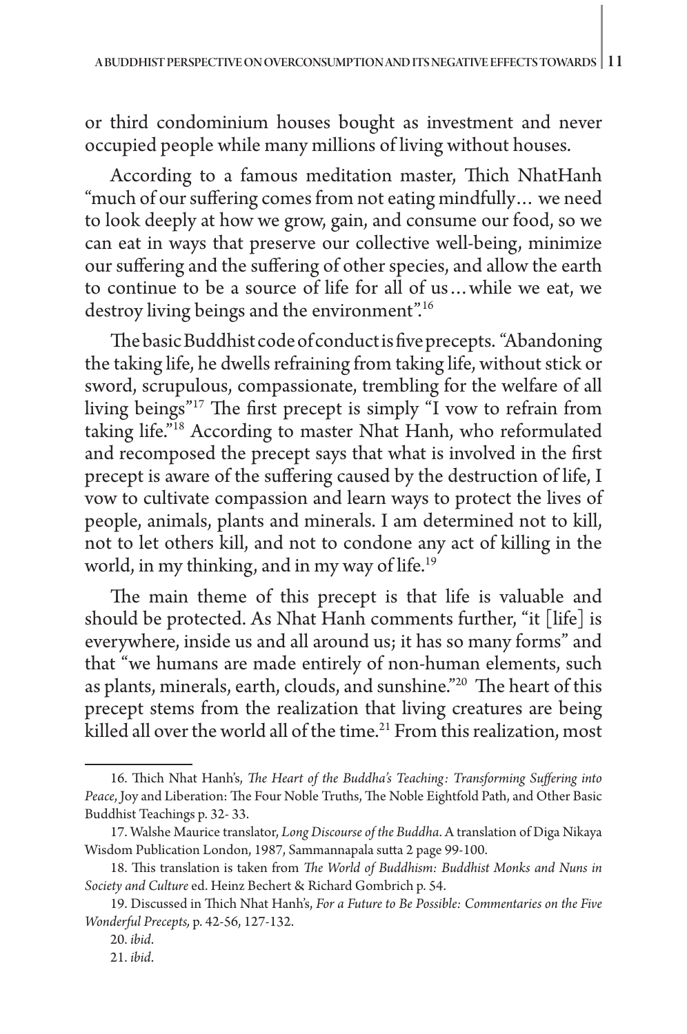or third condominium houses bought as investment and never occupied people while many millions of living without houses.

According to a famous meditation master, Thich NhatHanh "much of our suffering comes from not eating mindfully… we need to look deeply at how we grow, gain, and consume our food, so we can eat in ways that preserve our collective well-being, minimize our suffering and the suffering of other species, and allow the earth to continue to be a source of life for all of us…while we eat, we destroy living beings and the environment".[16]

The basic Buddhist code of conduct is five precepts. "Abandoning the taking life, he dwells refraining from taking life, without stick or sword, scrupulous, compassionate, trembling for the welfare of all living beings"[17] The first precept is simply "I vow to refrain from taking life."[18] According to master Nhat Hanh, who reformulated and recomposed the precept says that what is involved in the first precept is aware of the suffering caused by the destruction of life, I vow to cultivate compassion and learn ways to protect the lives of people, animals, plants and minerals. I am determined not to kill, not to let others kill, and not to condone any act of killing in the world, in my thinking, and in my way of life.[19]

The main theme of this precept is that life is valuable and should be protected. As Nhat Hanh comments further, "it [life] is everywhere, inside us and all around us; it has so many forms" and that "we humans are made entirely of non-human elements, such as plants, minerals, earth, clouds, and sunshine."[20] The heart of this precept stems from the realization that living creatures are being killed all over the world all of the time.[21] From this realization, most

---

16. Thich Nhat Hanh's, *The Heart of the Buddha's Teaching: Transforming Suffering into Peace*, Joy and Liberation: The Four Noble Truths, The Noble Eightfold Path, and Other Basic Buddhist Teachings p. 32- 33.

17. Walshe Maurice translator, *Long Discourse of the Buddha*. A translation of Diga Nikaya Wisdom Publication London, 1987, Sammannapala sutta 2 page 99-100.

18. This translation is taken from *The World of Buddhism: Buddhist Monks and Nuns in Society and Culture* ed. Heinz Bechert & Richard Gombrich p. 54.

19. Discussed in Thich Nhat Hanh's, *For a Future to Be Possible: Commentaries on the Five Wonderful Precepts,* p. 42-56, 127-132.

20. *ibid*.

21. *ibid*.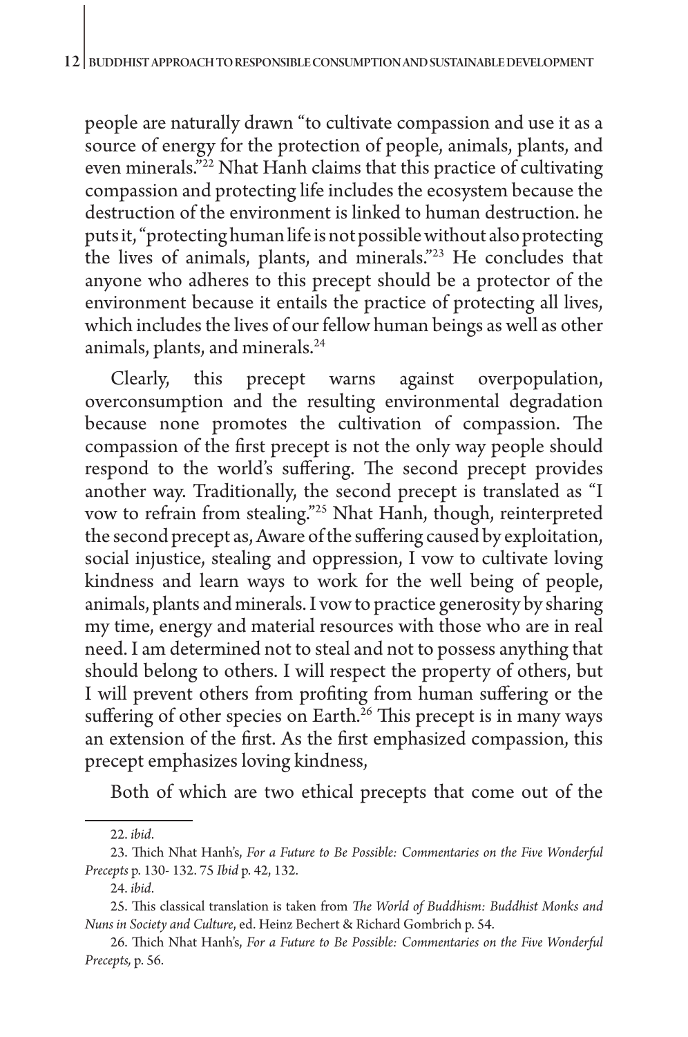people are naturally drawn "to cultivate compassion and use it as a source of energy for the protection of people, animals, plants, and even minerals."[22] Nhat Hanh claims that this practice of cultivating compassion and protecting life includes the ecosystem because the destruction of the environment is linked to human destruction. he puts it, "protecting human life is not possible without also protecting the lives of animals, plants, and minerals."[23] He concludes that anyone who adheres to this precept should be a protector of the environment because it entails the practice of protecting all lives, which includes the lives of our fellow human beings as well as other animals, plants, and minerals.[24]

Clearly, this precept warns against overpopulation, overconsumption and the resulting environmental degradation because none promotes the cultivation of compassion. The compassion of the first precept is not the only way people should respond to the world's suffering. The second precept provides another way. Traditionally, the second precept is translated as "I vow to refrain from stealing."[25] Nhat Hanh, though, reinterpreted the second precept as, Aware of the suffering caused by exploitation, social injustice, stealing and oppression, I vow to cultivate loving kindness and learn ways to work for the well being of people, animals, plants and minerals. I vow to practice generosity by sharing my time, energy and material resources with those who are in real need. I am determined not to steal and not to possess anything that should belong to others. I will respect the property of others, but I will prevent others from profiting from human suffering or the suffering of other species on Earth.[26] This precept is in many ways an extension of the first. As the first emphasized compassion, this precept emphasizes loving kindness,

Both of which are two ethical precepts that come out of the

---

22. *ibid*.

23. Thich Nhat Hanh's, *For a Future to Be Possible: Commentaries on the Five Wonderful Precepts* p. 130- 132. 75 *Ibid* p. 42, 132.

24. *ibid*.

25. This classical translation is taken from *The World of Buddhism: Buddhist Monks and Nuns in Society and Culture*, ed. Heinz Bechert & Richard Gombrich p. 54.

26. Thich Nhat Hanh's, *For a Future to Be Possible: Commentaries on the Five Wonderful Precepts,* p. 56.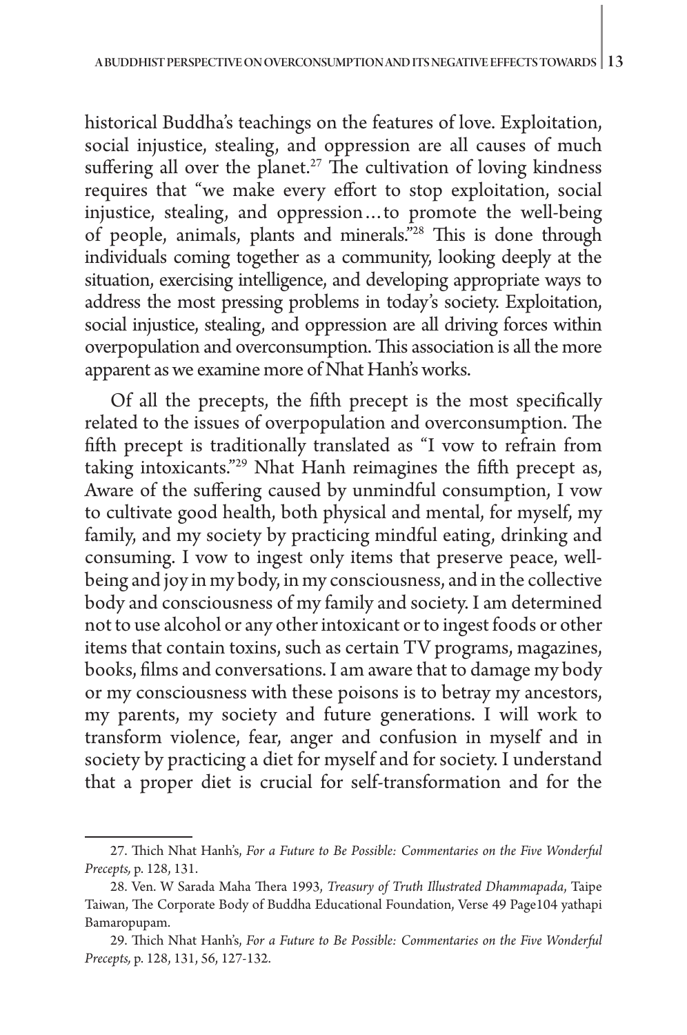historical Buddha's teachings on the features of love. Exploitation, social injustice, stealing, and oppression are all causes of much suffering all over the planet.[27] The cultivation of loving kindness requires that "we make every effort to stop exploitation, social injustice, stealing, and oppression…to promote the well-being of people, animals, plants and minerals."[28] This is done through individuals coming together as a community, looking deeply at the situation, exercising intelligence, and developing appropriate ways to address the most pressing problems in today's society. Exploitation, social injustice, stealing, and oppression are all driving forces within overpopulation and overconsumption. This association is all the more apparent as we examine more of Nhat Hanh's works.

Of all the precepts, the fifth precept is the most specifically related to the issues of overpopulation and overconsumption. The fifth precept is traditionally translated as "I vow to refrain from taking intoxicants."[29] Nhat Hanh reimagines the fifth precept as, Aware of the suffering caused by unmindful consumption, I vow to cultivate good health, both physical and mental, for myself, my family, and my society by practicing mindful eating, drinking and consuming. I vow to ingest only items that preserve peace, well-being and joy in my body, in my consciousness, and in the collective body and consciousness of my family and society. I am determined not to use alcohol or any other intoxicant or to ingest foods or other items that contain toxins, such as certain TV programs, magazines, books, films and conversations. I am aware that to damage my body or my consciousness with these poisons is to betray my ancestors, my parents, my society and future generations. I will work to transform violence, fear, anger and confusion in myself and in society by practicing a diet for myself and for society. I understand that a proper diet is crucial for self-transformation and for the

---

27. Thich Nhat Hanh's, *For a Future to Be Possible: Commentaries on the Five Wonderful Precepts,* p. 128, 131.

28. Ven. W Sarada Maha Thera 1993, *Treasury of Truth Illustrated Dhammapada*, Taipe Taiwan, The Corporate Body of Buddha Educational Foundation, Verse 49 Page104 yathapi Bamaropupam.

29. Thich Nhat Hanh's, *For a Future to Be Possible: Commentaries on the Five Wonderful Precepts,* p. 128, 131, 56, 127-132.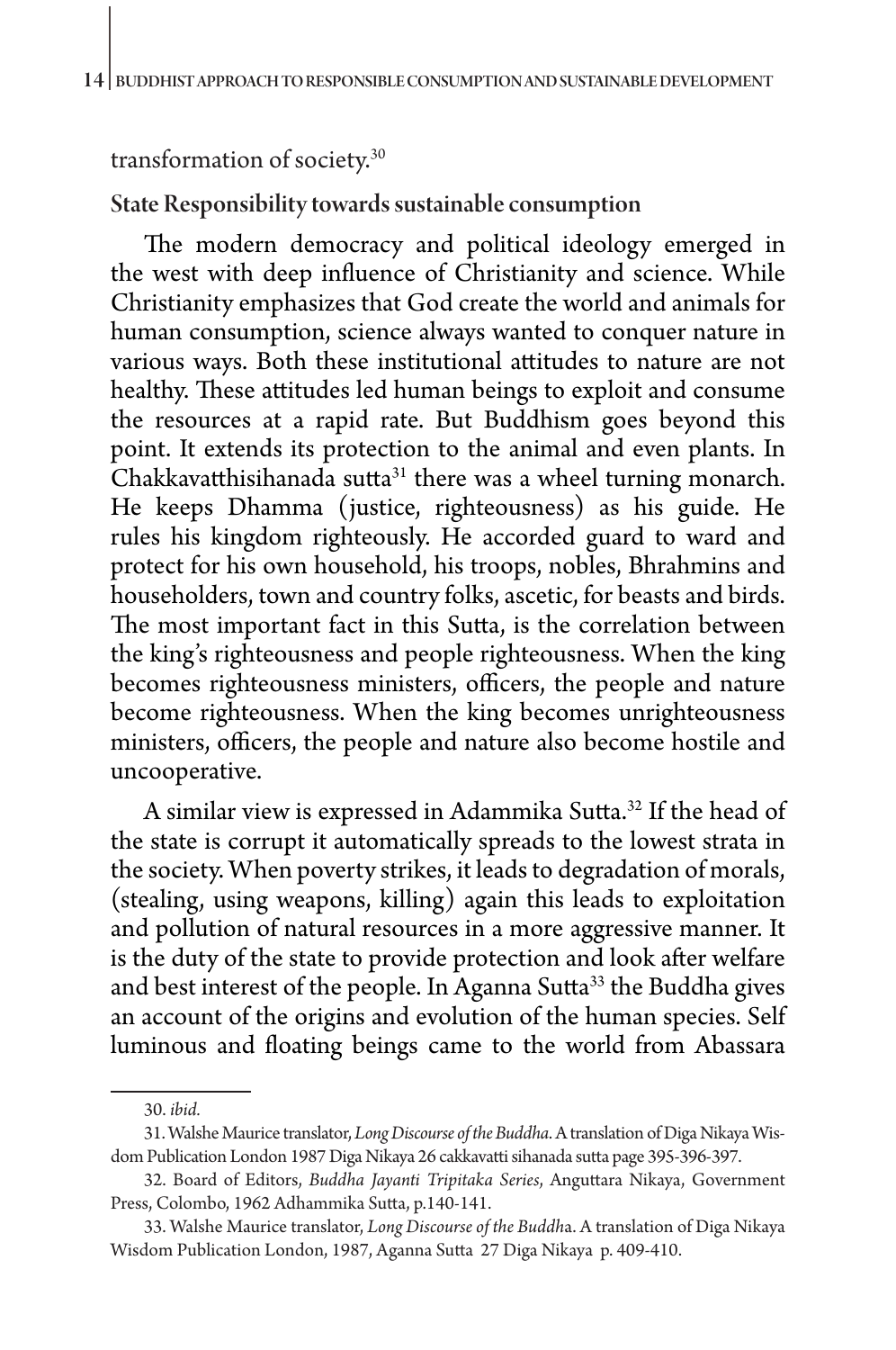transformation of society.[30]

### State Responsibility towards sustainable consumption

The modern democracy and political ideology emerged in the west with deep influence of Christianity and science. While Christianity emphasizes that God create the world and animals for human consumption, science always wanted to conquer nature in various ways. Both these institutional attitudes to nature are not healthy. These attitudes led human beings to exploit and consume the resources at a rapid rate. But Buddhism goes beyond this point. It extends its protection to the animal and even plants. In Chakkavatthisihanada sutta[31] there was a wheel turning monarch. He keeps Dhamma (justice, righteousness) as his guide. He rules his kingdom righteously. He accorded guard to ward and protect for his own household, his troops, nobles, Bhrahmins and householders, town and country folks, ascetic, for beasts and birds. The most important fact in this Sutta, is the correlation between the king's righteousness and people righteousness. When the king becomes righteousness ministers, officers, the people and nature become righteousness. When the king becomes unrighteousness ministers, officers, the people and nature also become hostile and uncooperative.

A similar view is expressed in Adammika Sutta.[32] If the head of the state is corrupt it automatically spreads to the lowest strata in the society. When poverty strikes, it leads to degradation of morals, (stealing, using weapons, killing) again this leads to exploitation and pollution of natural resources in a more aggressive manner. It is the duty of the state to provide protection and look after welfare and best interest of the people. In Aganna Sutta[33] the Buddha gives an account of the origins and evolution of the human species. Self luminous and floating beings came to the world from Abassara

---

30. *ibid.*

31. Walshe Maurice translator, *Long Discourse of the Buddha*. A translation of Diga Nikaya Wisdom Publication London 1987 Diga Nikaya 26 cakkavatti sihanada sutta page 395-396-397.

32. Board of Editors, *Buddha Jayanti Tripitaka Series*, Anguttara Nikaya, Government Press, Colombo, 1962 Adhammika Sutta, p.140-141.

33. Walshe Maurice translator, *Long Discourse of the Buddh*a. A translation of Diga Nikaya Wisdom Publication London, 1987, Aganna Sutta 27 Diga Nikaya p. 409-410.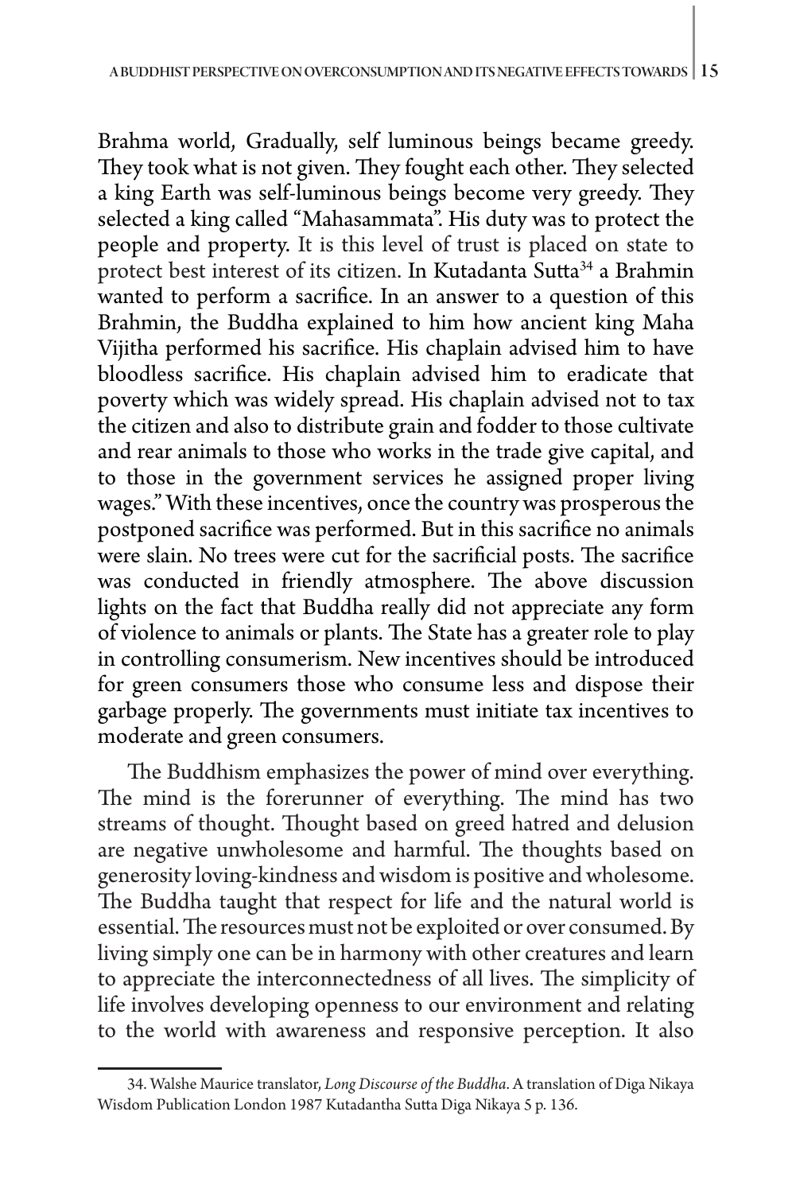Brahma world, Gradually, self luminous beings became greedy. They took what is not given. They fought each other. They selected a king Earth was self-luminous beings become very greedy. They selected a king called "Mahasammata". His duty was to protect the people and property. It is this level of trust is placed on state to protect best interest of its citizen. In Kutadanta Sutta[34] a Brahmin wanted to perform a sacrifice. In an answer to a question of this Brahmin, the Buddha explained to him how ancient king Maha Vijitha performed his sacrifice. His chaplain advised him to have bloodless sacrifice. His chaplain advised him to eradicate that poverty which was widely spread. His chaplain advised not to tax the citizen and also to distribute grain and fodder to those cultivate and rear animals to those who works in the trade give capital, and to those in the government services he assigned proper living wages." With these incentives, once the country was prosperous the postponed sacrifice was performed. But in this sacrifice no animals were slain. No trees were cut for the sacrificial posts. The sacrifice was conducted in friendly atmosphere. The above discussion lights on the fact that Buddha really did not appreciate any form of violence to animals or plants. The State has a greater role to play in controlling consumerism. New incentives should be introduced for green consumers those who consume less and dispose their garbage properly. The governments must initiate tax incentives to moderate and green consumers.

The Buddhism emphasizes the power of mind over everything. The mind is the forerunner of everything. The mind has two streams of thought. Thought based on greed hatred and delusion are negative unwholesome and harmful. The thoughts based on generosity loving-kindness and wisdom is positive and wholesome. The Buddha taught that respect for life and the natural world is essential. The resources must not be exploited or over consumed. By living simply one can be in harmony with other creatures and learn to appreciate the interconnectedness of all lives. The simplicity of life involves developing openness to our environment and relating to the world with awareness and responsive perception. It also

---

34. Walshe Maurice translator, *Long Discourse of the Buddha*. A translation of Diga Nikaya Wisdom Publication London 1987 Kutadantha Sutta Diga Nikaya 5 p. 136.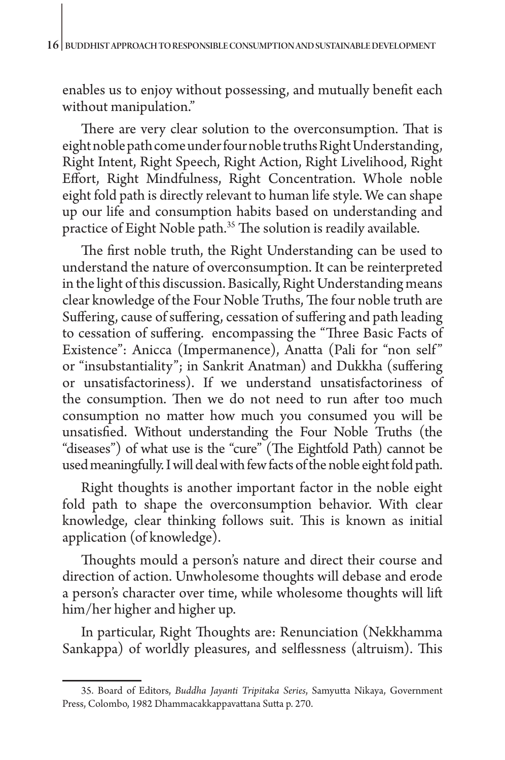enables us to enjoy without possessing, and mutually benefit each without manipulation."

There are very clear solution to the overconsumption. That is eight noble path come under four noble truths Right Understanding, Right Intent, Right Speech, Right Action, Right Livelihood, Right Effort, Right Mindfulness, Right Concentration. Whole noble eight fold path is directly relevant to human life style. We can shape up our life and consumption habits based on understanding and practice of Eight Noble path.[35] The solution is readily available.

The first noble truth, the Right Understanding can be used to understand the nature of overconsumption. It can be reinterpreted in the light of this discussion. Basically, Right Understanding means clear knowledge of the Four Noble Truths, The four noble truth are Suffering, cause of suffering, cessation of suffering and path leading to cessation of suffering. encompassing the "Three Basic Facts of Existence": Anicca (Impermanence), Anatta (Pali for "non self" or "insubstantiality"; in Sankrit Anatman) and Dukkha (suffering or unsatisfactoriness). If we understand unsatisfactoriness of the consumption. Then we do not need to run after too much consumption no matter how much you consumed you will be unsatisfied. Without understanding the Four Noble Truths (the "diseases") of what use is the "cure" (The Eightfold Path) cannot be used meaningfully. I will deal with few facts of the noble eight fold path.

Right thoughts is another important factor in the noble eight fold path to shape the overconsumption behavior. With clear knowledge, clear thinking follows suit. This is known as initial application (of knowledge).

Thoughts mould a person's nature and direct their course and direction of action. Unwholesome thoughts will debase and erode a person's character over time, while wholesome thoughts will lift him/her higher and higher up.

In particular, Right Thoughts are: Renunciation (Nekkhamma Sankappa) of worldly pleasures, and selflessness (altruism). This

---

35. Board of Editors, *Buddha Jayanti Tripitaka Series*, Samyutta Nikaya, Government Press, Colombo, 1982 Dhammacakkappavattana Sutta p. 270.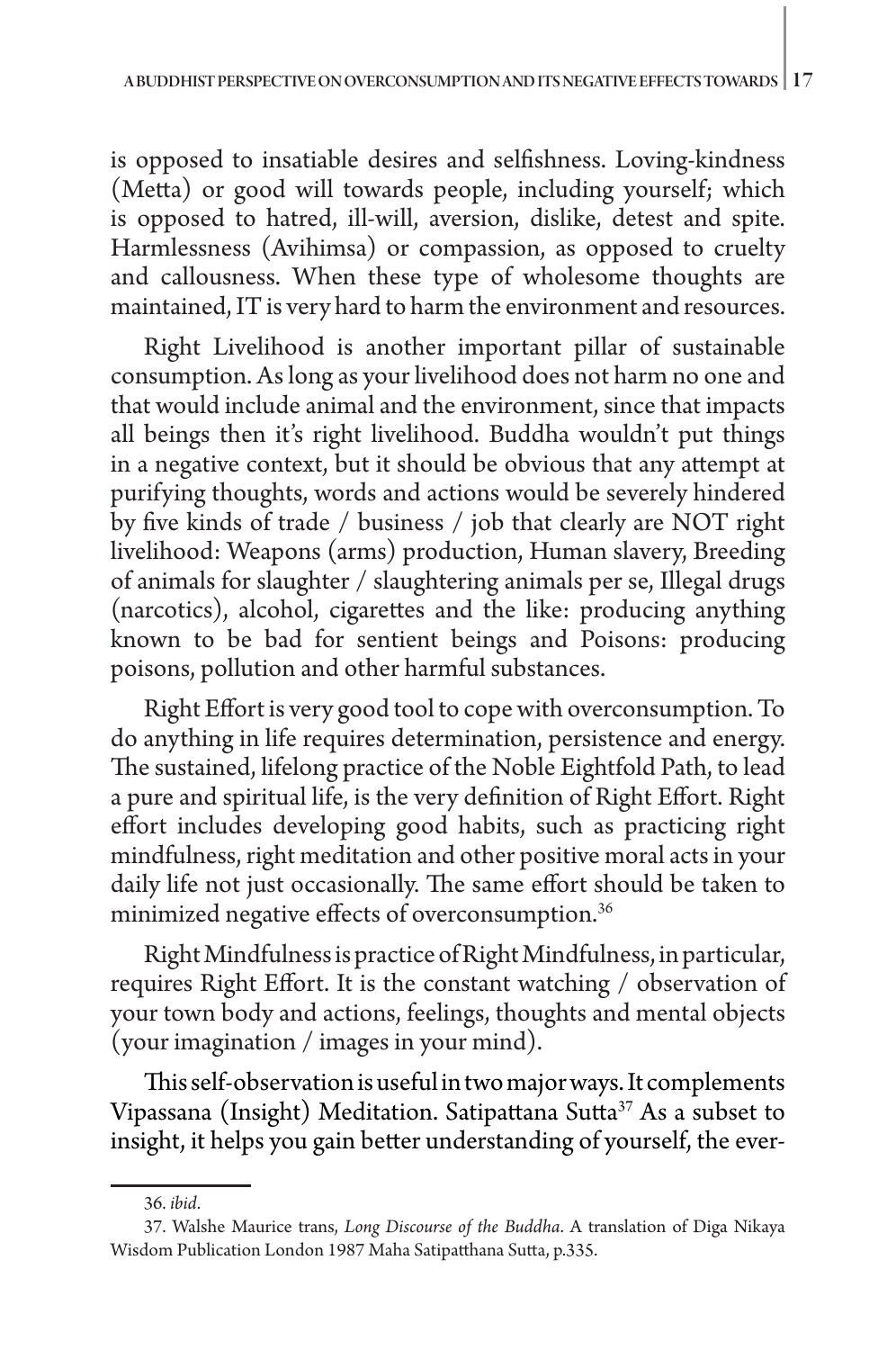is opposed to insatiable desires and selfishness. Loving-kindness (Metta) or good will towards people, including yourself; which is opposed to hatred, ill-will, aversion, dislike, detest and spite. Harmlessness (Avihimsa) or compassion, as opposed to cruelty and callousness. When these type of wholesome thoughts are maintained, IT is very hard to harm the environment and resources.

Right Livelihood is another important pillar of sustainable consumption. As long as your livelihood does not harm no one and that would include animal and the environment, since that impacts all beings then it's right livelihood. Buddha wouldn't put things in a negative context, but it should be obvious that any attempt at purifying thoughts, words and actions would be severely hindered by five kinds of trade / business / job that clearly are NOT right livelihood: Weapons (arms) production, Human slavery, Breeding of animals for slaughter / slaughtering animals per se, Illegal drugs (narcotics), alcohol, cigarettes and the like: producing anything known to be bad for sentient beings and Poisons: producing poisons, pollution and other harmful substances.

Right Effort is very good tool to cope with overconsumption. To do anything in life requires determination, persistence and energy. The sustained, lifelong practice of the Noble Eightfold Path, to lead a pure and spiritual life, is the very definition of Right Effort. Right effort includes developing good habits, such as practicing right mindfulness, right meditation and other positive moral acts in your daily life not just occasionally. The same effort should be taken to minimized negative effects of overconsumption.[36]

Right Mindfulness is practice of Right Mindfulness, in particular, requires Right Effort. It is the constant watching / observation of your town body and actions, feelings, thoughts and mental objects (your imagination / images in your mind).

This self-observation is useful in two major ways. It complements Vipassana (Insight) Meditation. Satipattana Sutta[37] As a subset to insight, it helps you gain better understanding of yourself, the ever-

---

36. *ibid*.

37. Walshe Maurice trans, *Long Discourse of the Buddha*. A translation of Diga Nikaya Wisdom Publication London 1987 Maha Satipatthana Sutta, p.335.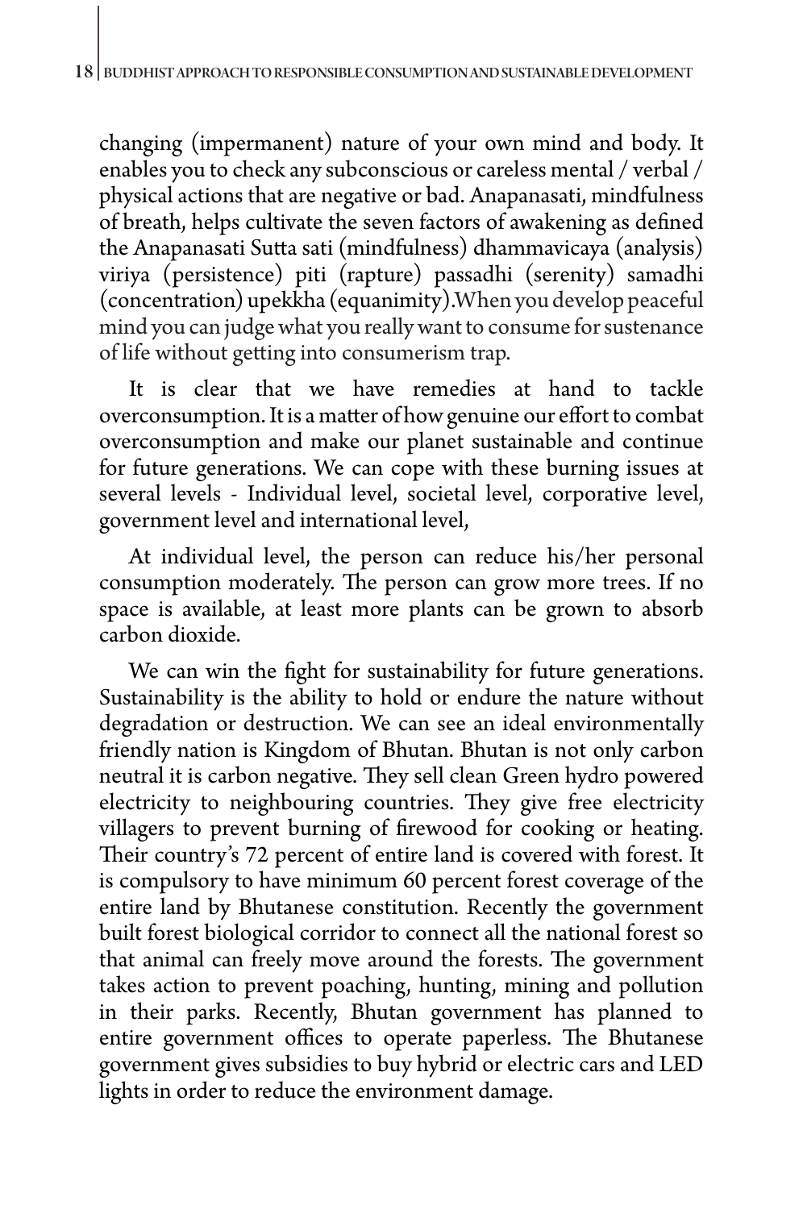changing (impermanent) nature of your own mind and body. It enables you to check any subconscious or careless mental / verbal / physical actions that are negative or bad. Anapanasati, mindfulness of breath, helps cultivate the seven factors of awakening as defined the Anapanasati Sutta sati (mindfulness) dhammavicaya (analysis) viriya (persistence) piti (rapture) passadhi (serenity) samadhi (concentration) upekkha (equanimity).When you develop peaceful mind you can judge what you really want to consume for sustenance of life without getting into consumerism trap.

It is clear that we have remedies at hand to tackle overconsumption. It is a matter of how genuine our effort to combat overconsumption and make our planet sustainable and continue for future generations. We can cope with these burning issues at several levels - Individual level, societal level, corporative level, government level and international level,

At individual level, the person can reduce his/her personal consumption moderately. The person can grow more trees. If no space is available, at least more plants can be grown to absorb carbon dioxide.

We can win the fight for sustainability for future generations. Sustainability is the ability to hold or endure the nature without degradation or destruction. We can see an ideal environmentally friendly nation is Kingdom of Bhutan. Bhutan is not only carbon neutral it is carbon negative. They sell clean Green hydro powered electricity to neighbouring countries. They give free electricity villagers to prevent burning of firewood for cooking or heating. Their country's 72 percent of entire land is covered with forest. It is compulsory to have minimum 60 percent forest coverage of the entire land by Bhutanese constitution. Recently the government built forest biological corridor to connect all the national forest so that animal can freely move around the forests. The government takes action to prevent poaching, hunting, mining and pollution in their parks. Recently, Bhutan government has planned to entire government offices to operate paperless. The Bhutanese government gives subsidies to buy hybrid or electric cars and LED lights in order to reduce the environment damage.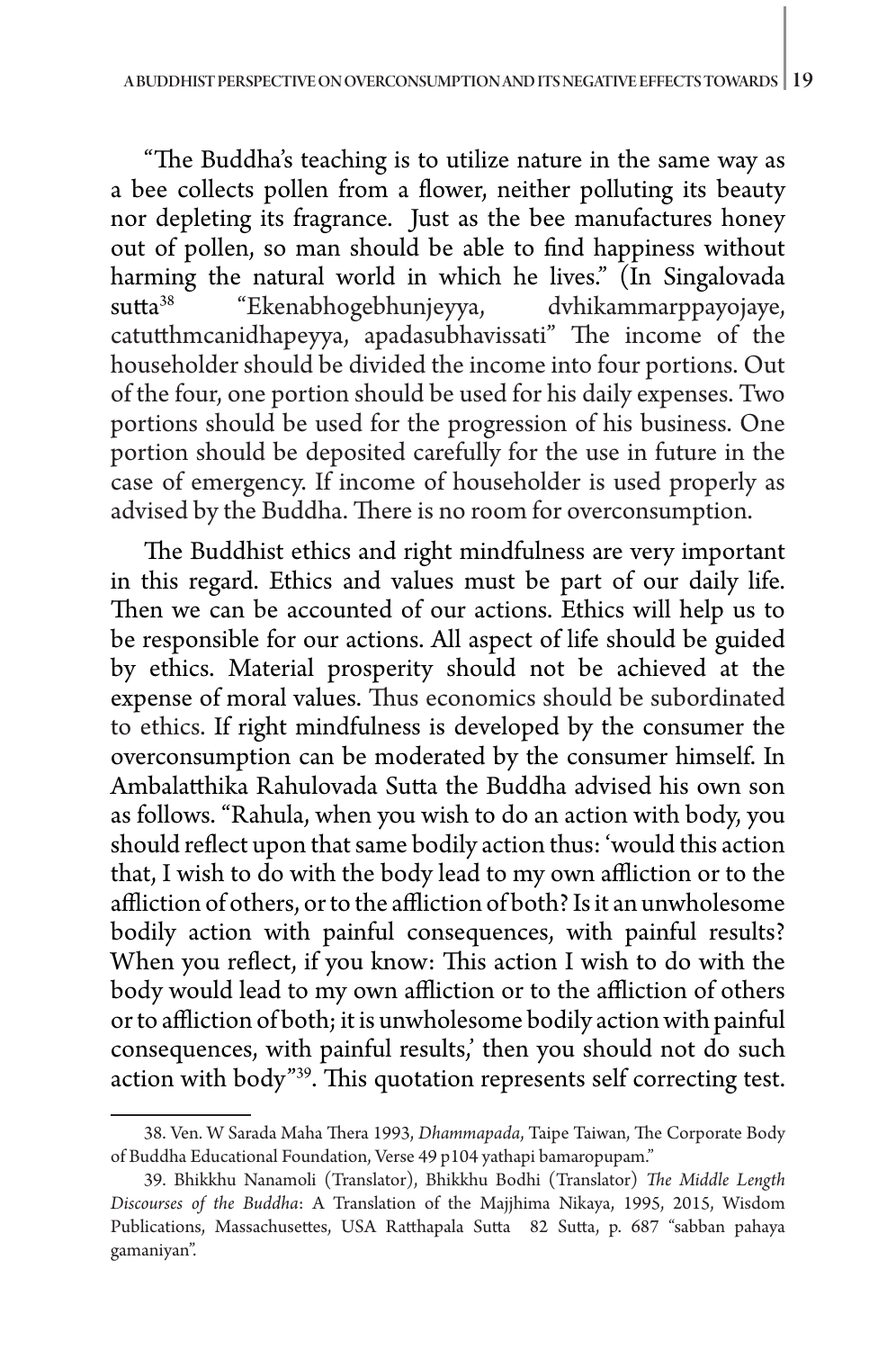"The Buddha's teaching is to utilize nature in the same way as a bee collects pollen from a flower, neither polluting its beauty nor depleting its fragrance. Just as the bee manufactures honey out of pollen, so man should be able to find happiness without harming the natural world in which he lives." (In Singalovada sutta[38] "Ekenabhogebhunjeyya, dvhikammarppayojaye, catutthmcanidhapeyya, apadasubhavissati" The income of the householder should be divided the income into four portions. Out of the four, one portion should be used for his daily expenses. Two portions should be used for the progression of his business. One portion should be deposited carefully for the use in future in the case of emergency. If income of householder is used properly as advised by the Buddha. There is no room for overconsumption.

The Buddhist ethics and right mindfulness are very important in this regard. Ethics and values must be part of our daily life. Then we can be accounted of our actions. Ethics will help us to be responsible for our actions. All aspect of life should be guided by ethics. Material prosperity should not be achieved at the expense of moral values. Thus economics should be subordinated to ethics. If right mindfulness is developed by the consumer the overconsumption can be moderated by the consumer himself. In Ambalatthika Rahulovada Sutta the Buddha advised his own son as follows. "Rahula, when you wish to do an action with body, you should reflect upon that same bodily action thus: 'would this action that, I wish to do with the body lead to my own affliction or to the affliction of others, or to the affliction of both? Is it an unwholesome bodily action with painful consequences, with painful results? When you reflect, if you know: This action I wish to do with the body would lead to my own affliction or to the affliction of others or to affliction of both; it is unwholesome bodily action with painful consequences, with painful results,' then you should not do such action with body"[39]. This quotation represents self correcting test.

---

38. Ven. W Sarada Maha Thera 1993, *Dhammapada*, Taipe Taiwan, The Corporate Body of Buddha Educational Foundation, Verse 49 p104 yathapi bamaropupam."

39. Bhikkhu Nanamoli (Translator), Bhikkhu Bodhi (Translator) *The Middle Length Discourses of the Buddha*: A Translation of the Majjhima Nikaya, 1995, 2015, Wisdom Publications, Massachusettes, USA Ratthapala Sutta 82 Sutta, p. 687 "sabban pahaya gamaniyan".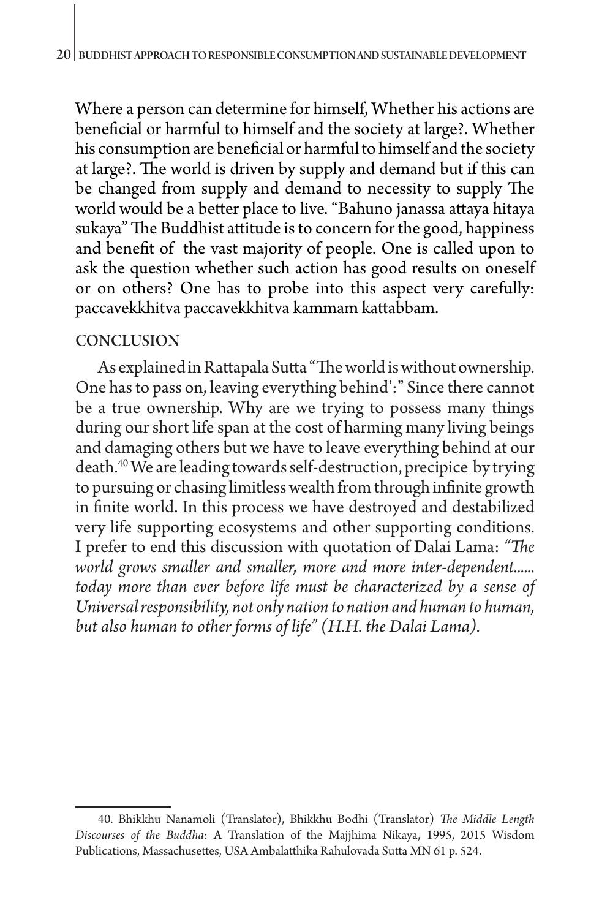Where a person can determine for himself, Whether his actions are beneficial or harmful to himself and the society at large?. Whether his consumption are beneficial or harmful to himself and the society at large?. The world is driven by supply and demand but if this can be changed from supply and demand to necessity to supply The world would be a better place to live. "Bahuno janassa attaya hitaya sukaya" The Buddhist attitude is to concern for the good, happiness and benefit of the vast majority of people. One is called upon to ask the question whether such action has good results on oneself or on others? One has to probe into this aspect very carefully: paccavekkhitva paccavekkhitva kammam kattabbam.

## CONCLUSION

As explained in Rattapala Sutta "The world is without ownership. One has to pass on, leaving everything behind':" Since there cannot be a true ownership. Why are we trying to possess many things during our short life span at the cost of harming many living beings and damaging others but we have to leave everything behind at our death.[40] We are leading towards self-destruction, precipice by trying to pursuing or chasing limitless wealth from through infinite growth in finite world. In this process we have destroyed and destabilized very life supporting ecosystems and other supporting conditions. I prefer to end this discussion with quotation of Dalai Lama: *"The world grows smaller and smaller, more and more inter-dependent...... today more than ever before life must be characterized by a sense of Universal responsibility, not only nation to nation and human to human, but also human to other forms of life" (H.H. the Dalai Lama).*

---

40. Bhikkhu Nanamoli (Translator), Bhikkhu Bodhi (Translator) *The Middle Length Discourses of the Buddha*: A Translation of the Majjhima Nikaya, 1995, 2015 Wisdom Publications, Massachusettes, USA Ambalatthika Rahulovada Sutta MN 61 p. 524.